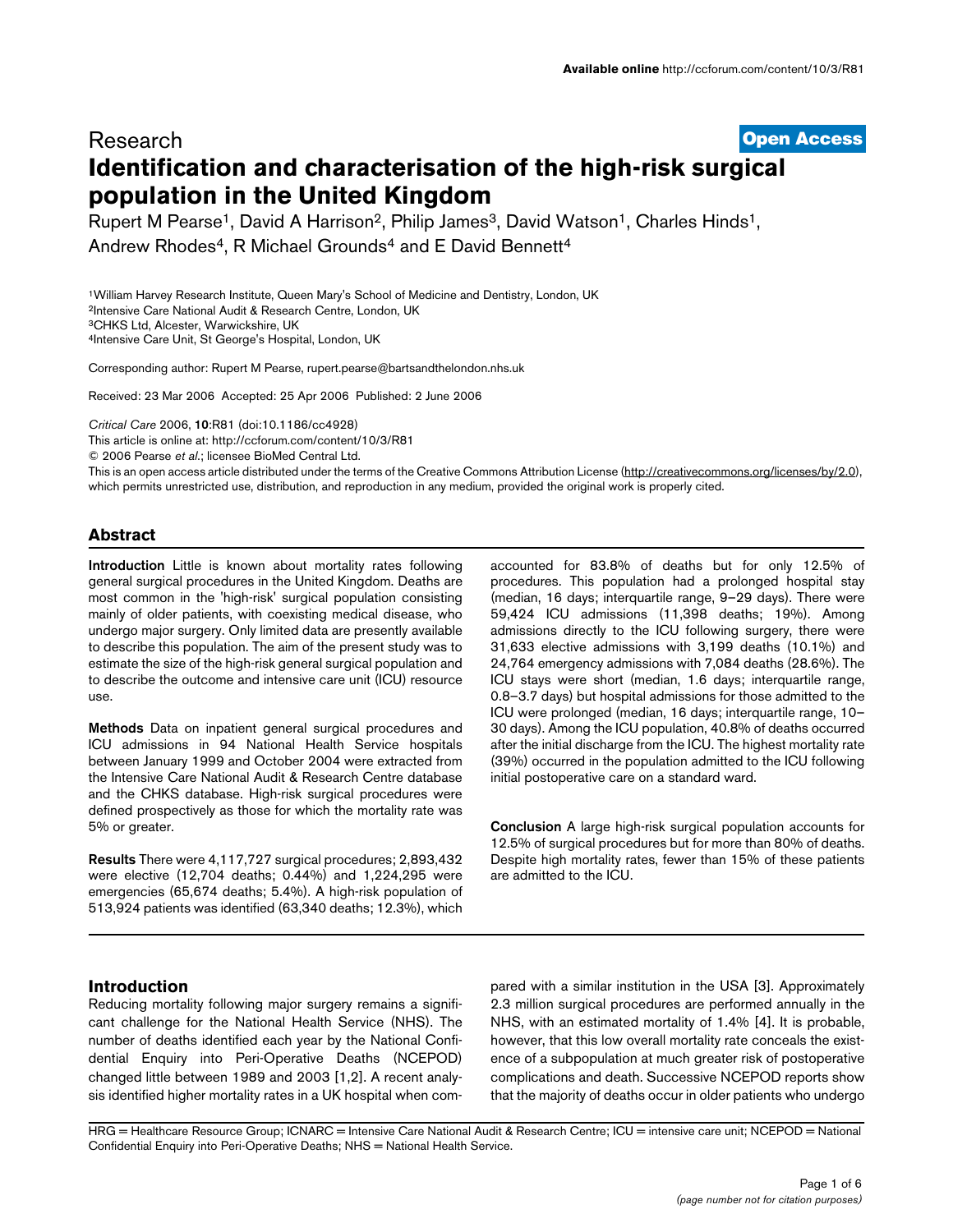Research

**Open Access**

# Identification and characterisation of the high-risk surgical population in the United Kingdom

Rupert M Pearse[1], David A Harrison[2], Philip James[3], David Watson[1], Charles Hinds[1], Andrew Rhodes[4], R Michael Grounds[4] and E David Bennett[4]

[1]William Harvey Research Institute, Queen Mary's School of Medicine and Dentistry, London, UK
[2]Intensive Care National Audit & Research Centre, London, UK
[3]CHKS Ltd, Alcester, Warwickshire, UK
[4]Intensive Care Unit, St George's Hospital, London, UK

Corresponding author: Rupert M Pearse, rupert.pearse@bartsandthelondon.nhs.uk

Received: 23 Mar 2006 Accepted: 25 Apr 2006 Published: 2 June 2006

*Critical Care* 2006, **10**:R81 (doi:10.1186/cc4928)
This article is online at: http://ccforum.com/content/10/3/R81
© 2006 Pearse *et al*.; licensee BioMed Central Ltd.
This is an open access article distributed under the terms of the Creative Commons Attribution License (http://creativecommons.org/licenses/by/2.0), which permits unrestricted use, distribution, and reproduction in any medium, provided the original work is properly cited.

## Abstract

**Introduction** Little is known about mortality rates following general surgical procedures in the United Kingdom. Deaths are most common in the 'high-risk' surgical population consisting mainly of older patients, with coexisting medical disease, who undergo major surgery. Only limited data are presently available to describe this population. The aim of the present study was to estimate the size of the high-risk general surgical population and to describe the outcome and intensive care unit (ICU) resource use.

**Methods** Data on inpatient general surgical procedures and ICU admissions in 94 National Health Service hospitals between January 1999 and October 2004 were extracted from the Intensive Care National Audit & Research Centre database and the CHKS database. High-risk surgical procedures were defined prospectively as those for which the mortality rate was 5% or greater.

**Results** There were 4,117,727 surgical procedures; 2,893,432 were elective (12,704 deaths; 0.44%) and 1,224,295 were emergencies (65,674 deaths; 5.4%). A high-risk population of 513,924 patients was identified (63,340 deaths; 12.3%), which accounted for 83.8% of deaths but for only 12.5% of procedures. This population had a prolonged hospital stay (median, 16 days; interquartile range, 9–29 days). There were 59,424 ICU admissions (11,398 deaths; 19%). Among admissions directly to the ICU following surgery, there were 31,633 elective admissions with 3,199 deaths (10.1%) and 24,764 emergency admissions with 7,084 deaths (28.6%). The ICU stays were short (median, 1.6 days; interquartile range, 0.8–3.7 days) but hospital admissions for those admitted to the ICU were prolonged (median, 16 days; interquartile range, 10–30 days). Among the ICU population, 40.8% of deaths occurred after the initial discharge from the ICU. The highest mortality rate (39%) occurred in the population admitted to the ICU following initial postoperative care on a standard ward.

**Conclusion** A large high-risk surgical population accounts for 12.5% of surgical procedures but for more than 80% of deaths. Despite high mortality rates, fewer than 15% of these patients are admitted to the ICU.

## Introduction

Reducing mortality following major surgery remains a significant challenge for the National Health Service (NHS). The number of deaths identified each year by the National Confidential Enquiry into Peri-Operative Deaths (NCEPOD) changed little between 1989 and 2003 [1,2]. A recent analysis identified higher mortality rates in a UK hospital when compared with a similar institution in the USA [3]. Approximately 2.3 million surgical procedures are performed annually in the NHS, with an estimated mortality of 1.4% [4]. It is probable, however, that this low overall mortality rate conceals the existence of a subpopulation at much greater risk of postoperative complications and death. Successive NCEPOD reports show that the majority of deaths occur in older patients who undergo

HRG = Healthcare Resource Group; ICNARC = Intensive Care National Audit & Research Centre; ICU = intensive care unit; NCEPOD = National Confidential Enquiry into Peri-Operative Deaths; NHS = National Health Service.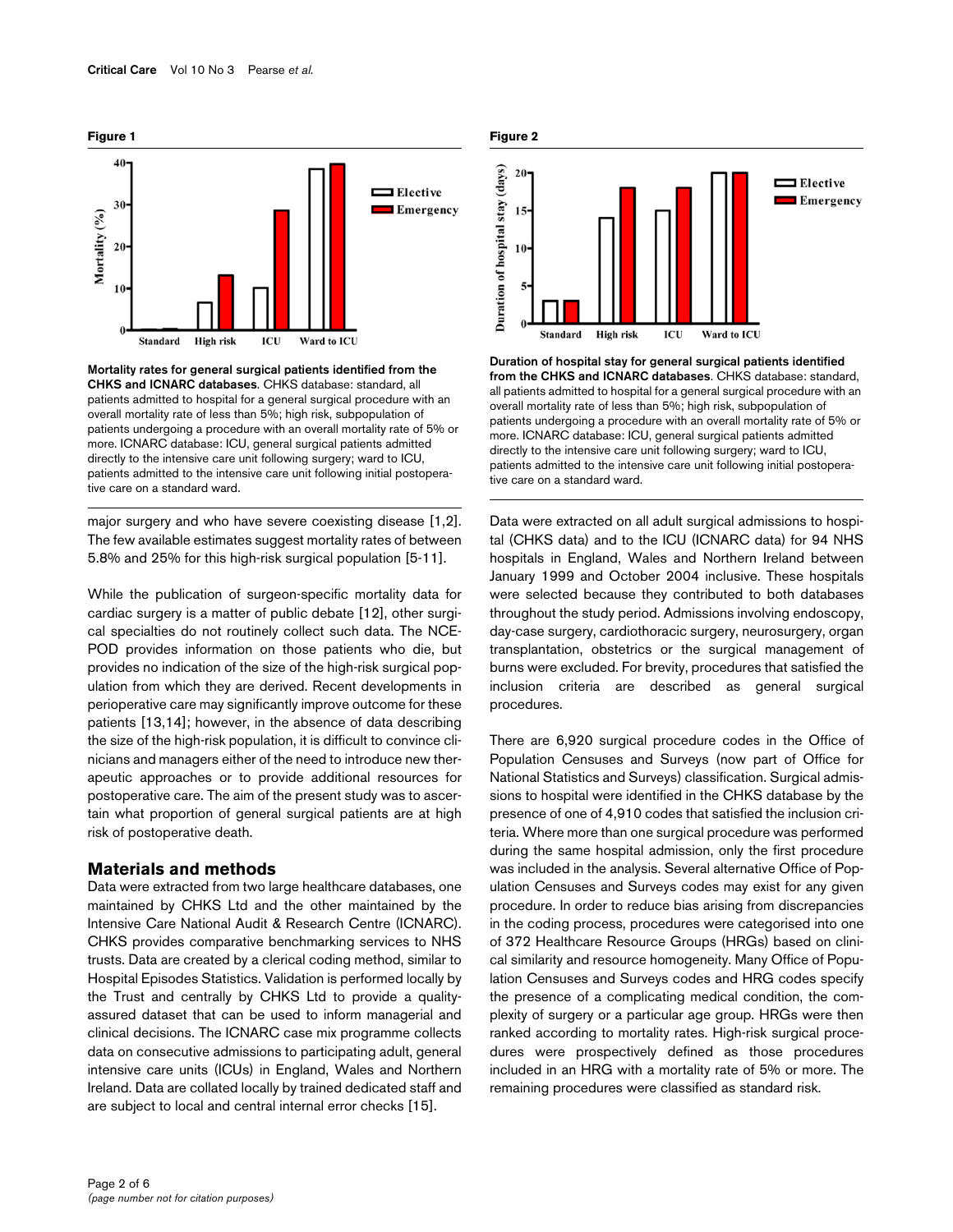**Figure 1**

**Mortality rates for general surgical patients identified from the CHKS and ICNARC databases**. CHKS database: standard, all patients admitted to hospital for a general surgical procedure with an overall mortality rate of less than 5%; high risk, subpopulation of patients undergoing a procedure with an overall mortality rate of 5% or more. ICNARC database: ICU, general surgical patients admitted directly to the intensive care unit following surgery; ward to ICU, patients admitted to the intensive care unit following initial postoperative care on a standard ward.

**Figure 2**

**Duration of hospital stay for general surgical patients identified from the CHKS and ICNARC databases**. CHKS database: standard, all patients admitted to hospital for a general surgical procedure with an overall mortality rate of less than 5%; high risk, subpopulation of patients undergoing a procedure with an overall mortality rate of 5% or more. ICNARC database: ICU, general surgical patients admitted directly to the intensive care unit following surgery; ward to ICU, patients admitted to the intensive care unit following initial postoperative care on a standard ward.

major surgery and who have severe coexisting disease [1,2]. The few available estimates suggest mortality rates of between 5.8% and 25% for this high-risk surgical population [5-11].

While the publication of surgeon-specific mortality data for cardiac surgery is a matter of public debate [12], other surgical specialties do not routinely collect such data. The NCEPOD provides information on those patients who die, but provides no indication of the size of the high-risk surgical population from which they are derived. Recent developments in perioperative care may significantly improve outcome for these patients [13,14]; however, in the absence of data describing the size of the high-risk population, it is difficult to convince clinicians and managers either of the need to introduce new therapeutic approaches or to provide additional resources for postoperative care. The aim of the present study was to ascertain what proportion of general surgical patients are at high risk of postoperative death.

## Materials and methods

Data were extracted from two large healthcare databases, one maintained by CHKS Ltd and the other maintained by the Intensive Care National Audit & Research Centre (ICNARC). CHKS provides comparative benchmarking services to NHS trusts. Data are created by a clerical coding method, similar to Hospital Episodes Statistics. Validation is performed locally by the Trust and centrally by CHKS Ltd to provide a quality-assured dataset that can be used to inform managerial and clinical decisions. The ICNARC case mix programme collects data on consecutive admissions to participating adult, general intensive care units (ICUs) in England, Wales and Northern Ireland. Data are collated locally by trained dedicated staff and are subject to local and central internal error checks [15].

Data were extracted on all adult surgical admissions to hospital (CHKS data) and to the ICU (ICNARC data) for 94 NHS hospitals in England, Wales and Northern Ireland between January 1999 and October 2004 inclusive. These hospitals were selected because they contributed to both databases throughout the study period. Admissions involving endoscopy, day-case surgery, cardiothoracic surgery, neurosurgery, organ transplantation, obstetrics or the surgical management of burns were excluded. For brevity, procedures that satisfied the inclusion criteria are described as general surgical procedures.

There are 6,920 surgical procedure codes in the Office of Population Censuses and Surveys (now part of Office for National Statistics and Surveys) classification. Surgical admissions to hospital were identified in the CHKS database by the presence of one of 4,910 codes that satisfied the inclusion criteria. Where more than one surgical procedure was performed during the same hospital admission, only the first procedure was included in the analysis. Several alternative Office of Population Censuses and Surveys codes may exist for any given procedure. In order to reduce bias arising from discrepancies in the coding process, procedures were categorised into one of 372 Healthcare Resource Groups (HRGs) based on clinical similarity and resource homogeneity. Many Office of Population Censuses and Surveys codes and HRG codes specify the presence of a complicating medical condition, the complexity of surgery or a particular age group. HRGs were then ranked according to mortality rates. High-risk surgical procedures were prospectively defined as those procedures included in an HRG with a mortality rate of 5% or more. The remaining procedures were classified as standard risk.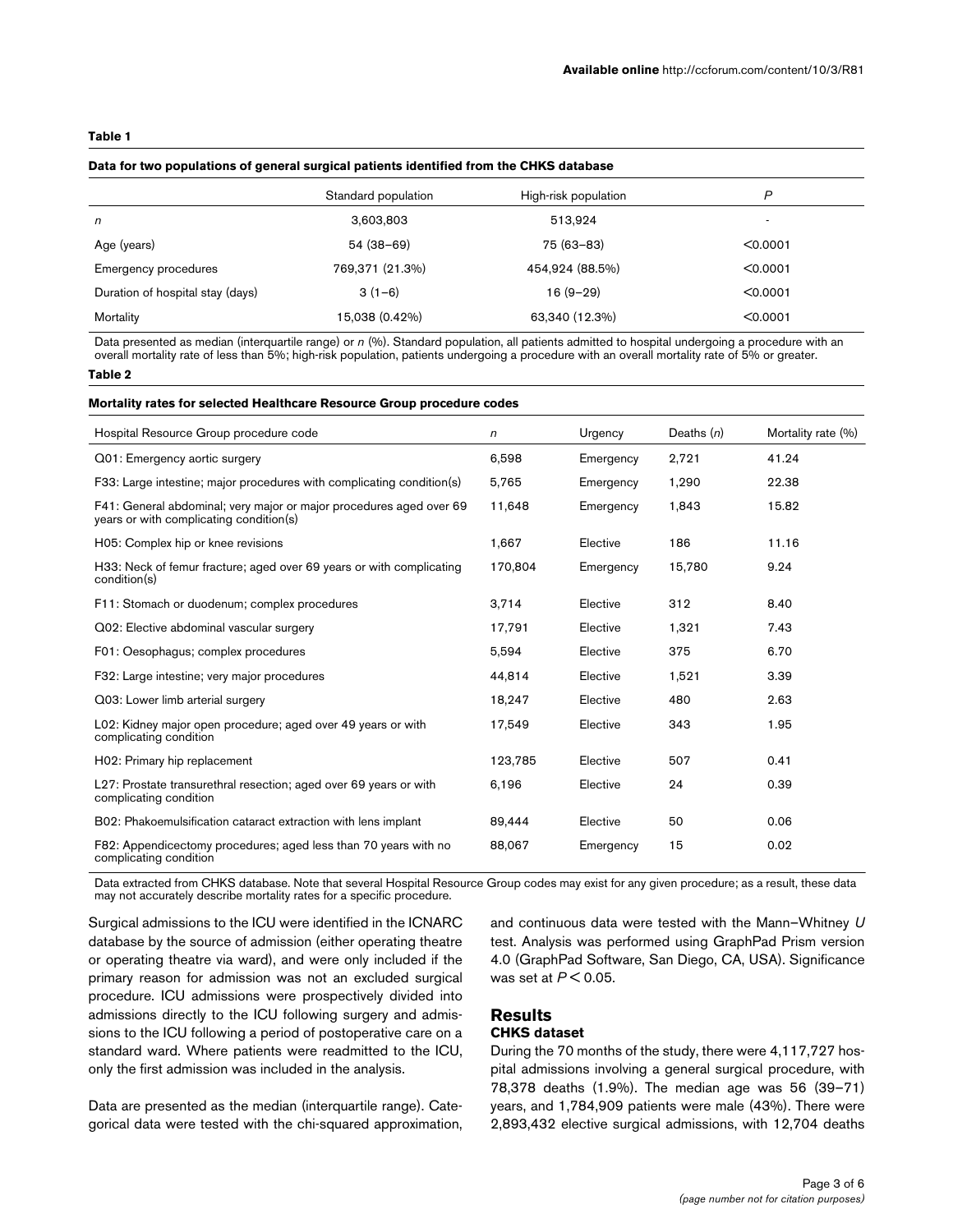**Table 1**

**Data for two populations of general surgical patients identified from the CHKS database**

| | Standard population | High-risk population | *P* |
|---|---|---|---|
| *n* | 3,603,803 | 513,924 | - |
| Age (years) | 54 (38–69) | 75 (63–83) | <0.0001 |
| Emergency procedures | 769,371 (21.3%) | 454,924 (88.5%) | <0.0001 |
| Duration of hospital stay (days) | 3 (1–6) | 16 (9–29) | <0.0001 |
| Mortality | 15,038 (0.42%) | 63,340 (12.3%) | <0.0001 |

Data presented as median (interquartile range) or *n* (%). Standard population, all patients admitted to hospital undergoing a procedure with an overall mortality rate of less than 5%; high-risk population, patients undergoing a procedure with an overall mortality rate of 5% or greater.

**Table 2**

**Mortality rates for selected Healthcare Resource Group procedure codes**

| Hospital Resource Group procedure code | *n* | Urgency | Deaths (*n*) | Mortality rate (%) |
|---|---|---|---|---|
| Q01: Emergency aortic surgery | 6,598 | Emergency | 2,721 | 41.24 |
| F33: Large intestine; major procedures with complicating condition(s) | 5,765 | Emergency | 1,290 | 22.38 |
| F41: General abdominal; very major or major procedures aged over 69 years or with complicating condition(s) | 11,648 | Emergency | 1,843 | 15.82 |
| H05: Complex hip or knee revisions | 1,667 | Elective | 186 | 11.16 |
| H33: Neck of femur fracture; aged over 69 years or with complicating condition(s) | 170,804 | Emergency | 15,780 | 9.24 |
| F11: Stomach or duodenum; complex procedures | 3,714 | Elective | 312 | 8.40 |
| Q02: Elective abdominal vascular surgery | 17,791 | Elective | 1,321 | 7.43 |
| F01: Oesophagus; complex procedures | 5,594 | Elective | 375 | 6.70 |
| F32: Large intestine; very major procedures | 44,814 | Elective | 1,521 | 3.39 |
| Q03: Lower limb arterial surgery | 18,247 | Elective | 480 | 2.63 |
| L02: Kidney major open procedure; aged over 49 years or with complicating condition | 17,549 | Elective | 343 | 1.95 |
| H02: Primary hip replacement | 123,785 | Elective | 507 | 0.41 |
| L27: Prostate transurethral resection; aged over 69 years or with complicating condition | 6,196 | Elective | 24 | 0.39 |
| B02: Phakoemulsification cataract extraction with lens implant | 89,444 | Elective | 50 | 0.06 |
| F82: Appendicectomy procedures; aged less than 70 years with no complicating condition | 88,067 | Emergency | 15 | 0.02 |

Data extracted from CHKS database. Note that several Hospital Resource Group codes may exist for any given procedure; as a result, these data may not accurately describe mortality rates for a specific procedure.

Surgical admissions to the ICU were identified in the ICNARC database by the source of admission (either operating theatre or operating theatre via ward), and were only included if the primary reason for admission was not an excluded surgical procedure. ICU admissions were prospectively divided into admissions directly to the ICU following surgery and admissions to the ICU following a period of postoperative care on a standard ward. Where patients were readmitted to the ICU, only the first admission was included in the analysis.

Data are presented as the median (interquartile range). Categorical data were tested with the chi-squared approximation, and continuous data were tested with the Mann–Whitney *U* test. Analysis was performed using GraphPad Prism version 4.0 (GraphPad Software, San Diego, CA, USA). Significance was set at $P < 0.05$.

## Results

### CHKS dataset

During the 70 months of the study, there were 4,117,727 hospital admissions involving a general surgical procedure, with 78,378 deaths (1.9%). The median age was 56 (39–71) years, and 1,784,909 patients were male (43%). There were 2,893,432 elective surgical admissions, with 12,704 deaths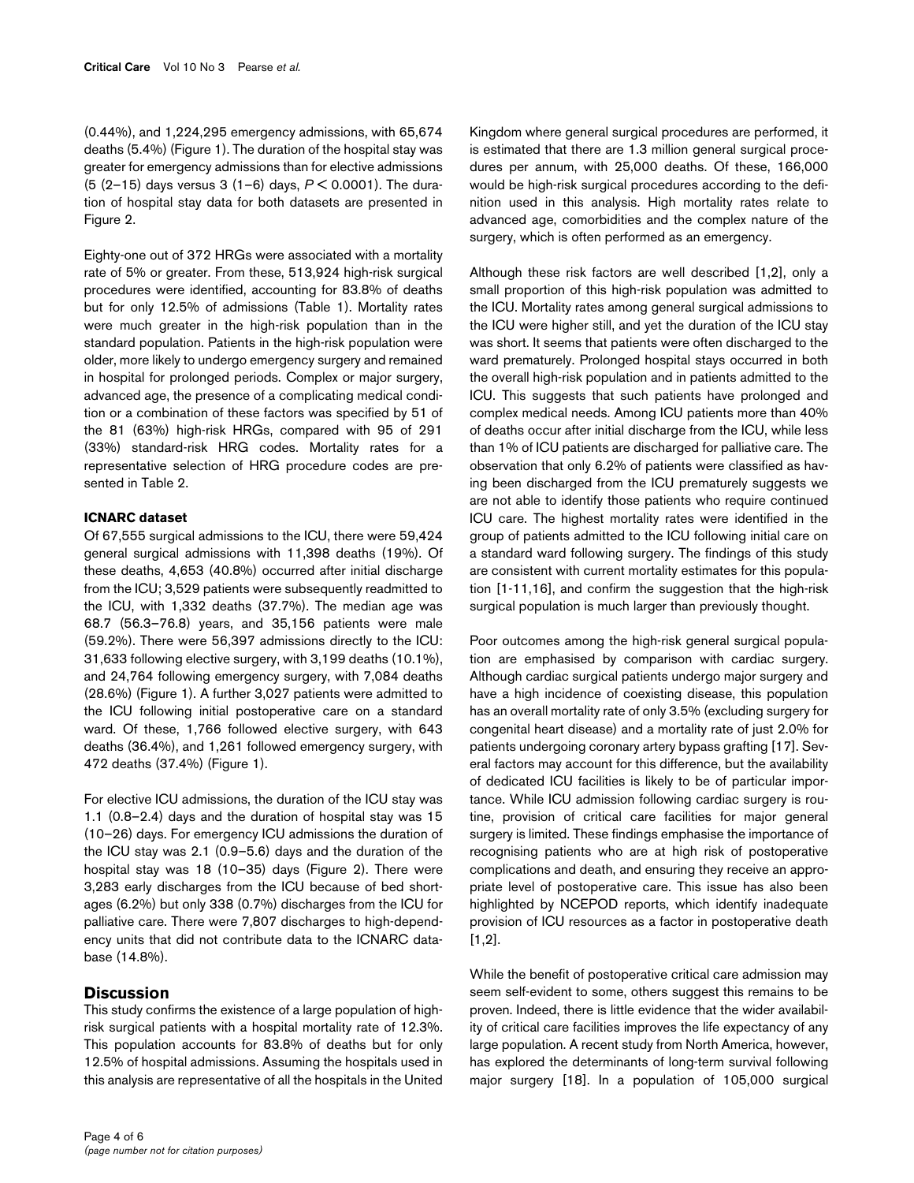(0.44%), and 1,224,295 emergency admissions, with 65,674 deaths (5.4%) (Figure 1). The duration of the hospital stay was greater for emergency admissions than for elective admissions (5 (2–15) days versus 3 (1–6) days, $P < 0.0001$). The duration of hospital stay data for both datasets are presented in Figure 2.

Eighty-one out of 372 HRGs were associated with a mortality rate of 5% or greater. From these, 513,924 high-risk surgical procedures were identified, accounting for 83.8% of deaths but for only 12.5% of admissions (Table 1). Mortality rates were much greater in the high-risk population than in the standard population. Patients in the high-risk population were older, more likely to undergo emergency surgery and remained in hospital for prolonged periods. Complex or major surgery, advanced age, the presence of a complicating medical condition or a combination of these factors was specified by 51 of the 81 (63%) high-risk HRGs, compared with 95 of 291 (33%) standard-risk HRG codes. Mortality rates for a representative selection of HRG procedure codes are presented in Table 2.

### ICNARC dataset

Of 67,555 surgical admissions to the ICU, there were 59,424 general surgical admissions with 11,398 deaths (19%). Of these deaths, 4,653 (40.8%) occurred after initial discharge from the ICU; 3,529 patients were subsequently readmitted to the ICU, with 1,332 deaths (37.7%). The median age was 68.7 (56.3–76.8) years, and 35,156 patients were male (59.2%). There were 56,397 admissions directly to the ICU: 31,633 following elective surgery, with 3,199 deaths (10.1%), and 24,764 following emergency surgery, with 7,084 deaths (28.6%) (Figure 1). A further 3,027 patients were admitted to the ICU following initial postoperative care on a standard ward. Of these, 1,766 followed elective surgery, with 643 deaths (36.4%), and 1,261 followed emergency surgery, with 472 deaths (37.4%) (Figure 1).

For elective ICU admissions, the duration of the ICU stay was 1.1 (0.8–2.4) days and the duration of hospital stay was 15 (10–26) days. For emergency ICU admissions the duration of the ICU stay was 2.1 (0.9–5.6) days and the duration of the hospital stay was 18 (10–35) days (Figure 2). There were 3,283 early discharges from the ICU because of bed shortages (6.2%) but only 338 (0.7%) discharges from the ICU for palliative care. There were 7,807 discharges to high-dependency units that did not contribute data to the ICNARC database (14.8%).

## Discussion

This study confirms the existence of a large population of high-risk surgical patients with a hospital mortality rate of 12.3%. This population accounts for 83.8% of deaths but for only 12.5% of hospital admissions. Assuming the hospitals used in this analysis are representative of all the hospitals in the United Kingdom where general surgical procedures are performed, it is estimated that there are 1.3 million general surgical procedures per annum, with 25,000 deaths. Of these, 166,000 would be high-risk surgical procedures according to the definition used in this analysis. High mortality rates relate to advanced age, comorbidities and the complex nature of the surgery, which is often performed as an emergency.

Although these risk factors are well described [1,2], only a small proportion of this high-risk population was admitted to the ICU. Mortality rates among general surgical admissions to the ICU were higher still, and yet the duration of the ICU stay was short. It seems that patients were often discharged to the ward prematurely. Prolonged hospital stays occurred in both the overall high-risk population and in patients admitted to the ICU. This suggests that such patients have prolonged and complex medical needs. Among ICU patients more than 40% of deaths occur after initial discharge from the ICU, while less than 1% of ICU patients are discharged for palliative care. The observation that only 6.2% of patients were classified as having been discharged from the ICU prematurely suggests we are not able to identify those patients who require continued ICU care. The highest mortality rates were identified in the group of patients admitted to the ICU following initial care on a standard ward following surgery. The findings of this study are consistent with current mortality estimates for this population [1-11,16], and confirm the suggestion that the high-risk surgical population is much larger than previously thought.

Poor outcomes among the high-risk general surgical population are emphasised by comparison with cardiac surgery. Although cardiac surgical patients undergo major surgery and have a high incidence of coexisting disease, this population has an overall mortality rate of only 3.5% (excluding surgery for congenital heart disease) and a mortality rate of just 2.0% for patients undergoing coronary artery bypass grafting [17]. Several factors may account for this difference, but the availability of dedicated ICU facilities is likely to be of particular importance. While ICU admission following cardiac surgery is routine, provision of critical care facilities for major general surgery is limited. These findings emphasise the importance of recognising patients who are at high risk of postoperative complications and death, and ensuring they receive an appropriate level of postoperative care. This issue has also been highlighted by NCEPOD reports, which identify inadequate provision of ICU resources as a factor in postoperative death [1,2].

While the benefit of postoperative critical care admission may seem self-evident to some, others suggest this remains to be proven. Indeed, there is little evidence that the wider availability of critical care facilities improves the life expectancy of any large population. A recent study from North America, however, has explored the determinants of long-term survival following major surgery [18]. In a population of 105,000 surgical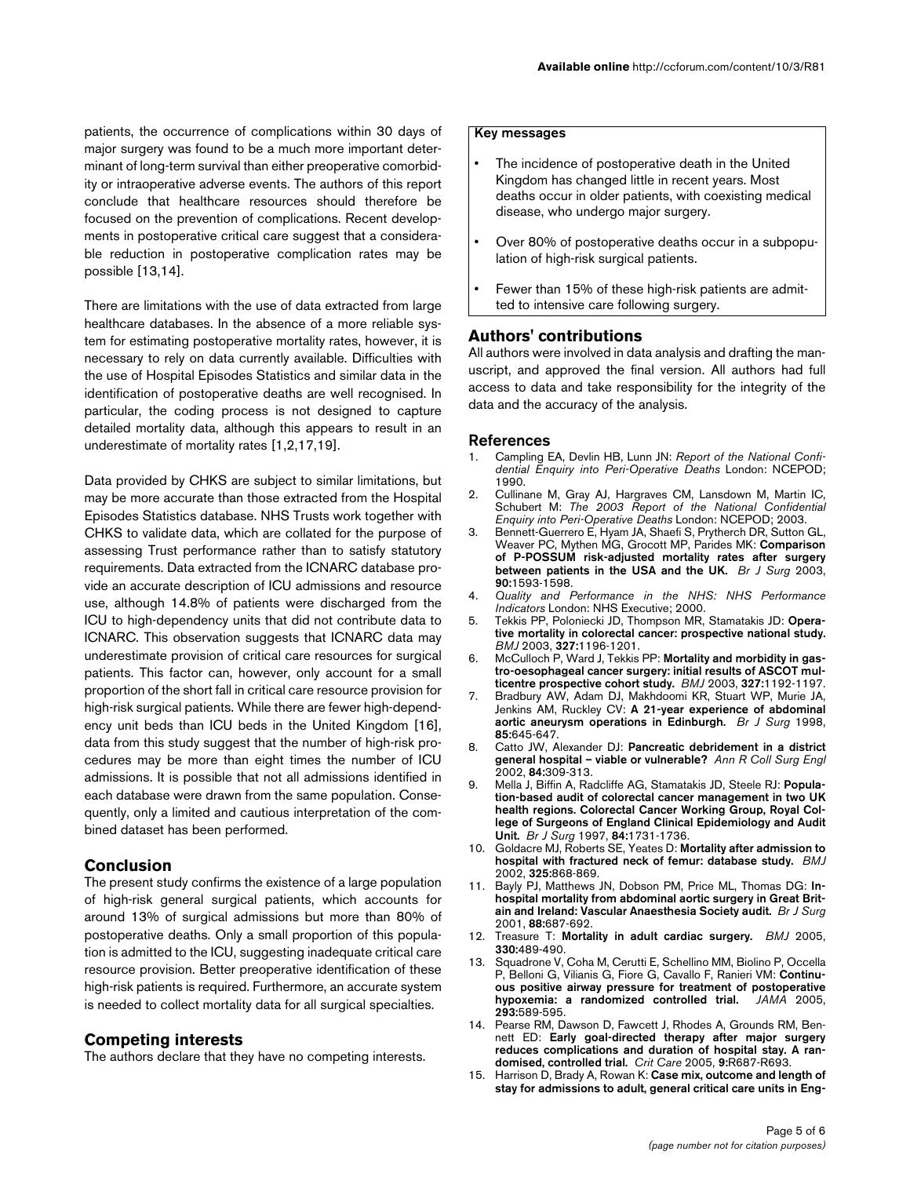patients, the occurrence of complications within 30 days of major surgery was found to be a much more important determinant of long-term survival than either preoperative comorbidity or intraoperative adverse events. The authors of this report conclude that healthcare resources should therefore be focused on the prevention of complications. Recent developments in postoperative critical care suggest that a considerable reduction in postoperative complication rates may be possible [13,14].

There are limitations with the use of data extracted from large healthcare databases. In the absence of a more reliable system for estimating postoperative mortality rates, however, it is necessary to rely on data currently available. Difficulties with the use of Hospital Episodes Statistics and similar data in the identification of postoperative deaths are well recognised. In particular, the coding process is not designed to capture detailed mortality data, although this appears to result in an underestimate of mortality rates [1,2,17,19].

Data provided by CHKS are subject to similar limitations, but may be more accurate than those extracted from the Hospital Episodes Statistics database. NHS Trusts work together with CHKS to validate data, which are collated for the purpose of assessing Trust performance rather than to satisfy statutory requirements. Data extracted from the ICNARC database provide an accurate description of ICU admissions and resource use, although 14.8% of patients were discharged from the ICU to high-dependency units that did not contribute data to ICNARC. This observation suggests that ICNARC data may underestimate provision of critical care resources for surgical patients. This factor can, however, only account for a small proportion of the short fall in critical care resource provision for high-risk surgical patients. While there are fewer high-dependency unit beds than ICU beds in the United Kingdom [16], data from this study suggest that the number of high-risk procedures may be more than eight times the number of ICU admissions. It is possible that not all admissions identified in each database were drawn from the same population. Consequently, only a limited and cautious interpretation of the combined dataset has been performed.

## Conclusion

The present study confirms the existence of a large population of high-risk general surgical patients, which accounts for around 13% of surgical admissions but more than 80% of postoperative deaths. Only a small proportion of this population is admitted to the ICU, suggesting inadequate critical care resource provision. Better preoperative identification of these high-risk patients is required. Furthermore, an accurate system is needed to collect mortality data for all surgical specialties.

## Competing interests

The authors declare that they have no competing interests.

**Key messages**

- The incidence of postoperative death in the United Kingdom has changed little in recent years. Most deaths occur in older patients, with coexisting medical disease, who undergo major surgery.
- Over 80% of postoperative deaths occur in a subpopulation of high-risk surgical patients.
- Fewer than 15% of these high-risk patients are admitted to intensive care following surgery.

## Authors' contributions

All authors were involved in data analysis and drafting the manuscript, and approved the final version. All authors had full access to data and take responsibility for the integrity of the data and the accuracy of the analysis.

## References

1. Campling EA, Devlin HB, Lunn JN: *Report of the National Confidential Enquiry into Peri-Operative Deaths* London: NCEPOD; 1990.
2. Cullinane M, Gray AJ, Hargraves CM, Lansdown M, Martin IC, Schubert M: *The 2003 Report of the National Confidential Enquiry into Peri-Operative Deaths* London: NCEPOD; 2003.
3. Bennett-Guerrero E, Hyam JA, Shaefi S, Prytherch DR, Sutton GL, Weaver PC, Mythen MG, Grocott MP, Parides MK: **Comparison of P-POSSUM risk-adjusted mortality rates after surgery between patients in the USA and the UK.** *Br J Surg* 2003, **90:**1593-1598.
4. *Quality and Performance in the NHS: NHS Performance Indicators* London: NHS Executive; 2000.
5. Tekkis PP, Poloniecki JD, Thompson MR, Stamatakis JD: **Operative mortality in colorectal cancer: prospective national study.** *BMJ* 2003, **327:**1196-1201.
6. McCulloch P, Ward J, Tekkis PP: **Mortality and morbidity in gastro-oesophageal cancer surgery: initial results of ASCOT multicentre prospective cohort study.** *BMJ* 2003, **327:**1192-1197.
7. Bradbury AW, Adam DJ, Makhdoomi KR, Stuart WP, Murie JA, Jenkins AM, Ruckley CV: **A 21-year experience of abdominal aortic aneurysm operations in Edinburgh.** *Br J Surg* 1998, **85:**645-647.
8. Catto JW, Alexander DJ: **Pancreatic debridement in a district general hospital – viable or vulnerable?** *Ann R Coll Surg Engl* 2002, **84:**309-313.
9. Mella J, Biffin A, Radcliffe AG, Stamatakis JD, Steele RJ: **Population-based audit of colorectal cancer management in two UK health regions. Colorectal Cancer Working Group, Royal College of Surgeons of England Clinical Epidemiology and Audit Unit.** *Br J Surg* 1997, **84:**1731-1736.
10. Goldacre MJ, Roberts SE, Yeates D: **Mortality after admission to hospital with fractured neck of femur: database study.** *BMJ* 2002, **325:**868-869.
11. Bayly PJ, Matthews JN, Dobson PM, Price ML, Thomas DG: **In-hospital mortality from abdominal aortic surgery in Great Britain and Ireland: Vascular Anaesthesia Society audit.** *Br J Surg* 2001, **88:**687-692.
12. Treasure T: **Mortality in adult cardiac surgery.** *BMJ* 2005, **330:**489-490.
13. Squadrone V, Coha M, Cerutti E, Schellino MM, Biolino P, Occella P, Belloni G, Vilianis G, Fiore G, Cavallo F, Ranieri VM: **Continuous positive airway pressure for treatment of postoperative hypoxemia: a randomized controlled trial.** *JAMA* 2005, **293:**589-595.
14. Pearse RM, Dawson D, Fawcett J, Rhodes A, Grounds RM, Bennett ED: **Early goal-directed therapy after major surgery reduces complications and duration of hospital stay. A randomised, controlled trial.** *Crit Care* 2005, **9:**R687-R693.
15. Harrison D, Brady A, Rowan K: **Case mix, outcome and length of stay for admissions to adult, general critical care units in Eng-**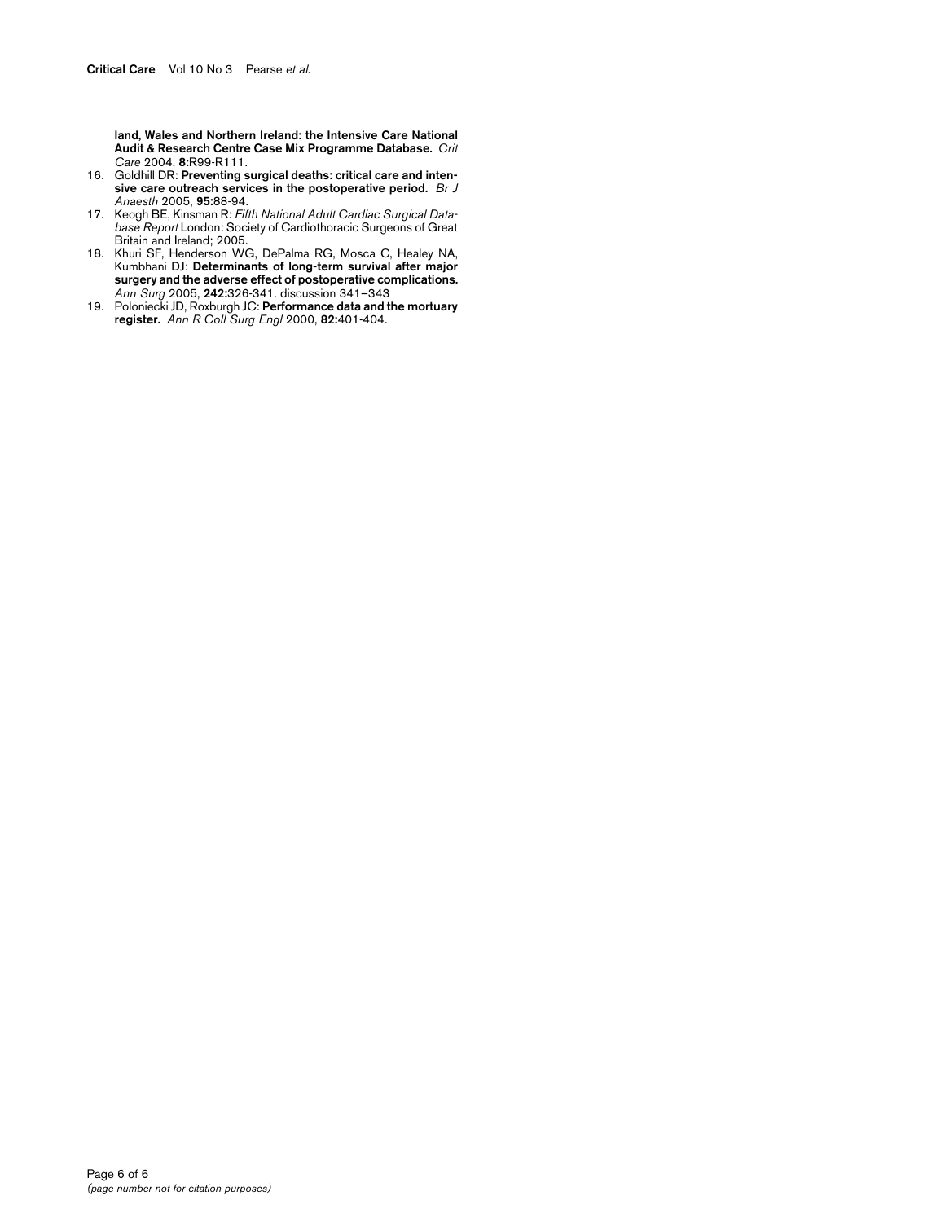land, Wales and Northern Ireland: the Intensive Care National Audit & Research Centre Case Mix Programme Database.** *Crit Care* 2004, **8:**R99-R111.

16. Goldhill DR: **Preventing surgical deaths: critical care and intensive care outreach services in the postoperative period.** *Br J Anaesth* 2005, **95:**88-94.
17. Keogh BE, Kinsman R: *Fifth National Adult Cardiac Surgical Database Report* London: Society of Cardiothoracic Surgeons of Great Britain and Ireland; 2005.
18. Khuri SF, Henderson WG, DePalma RG, Mosca C, Healey NA, Kumbhani DJ: **Determinants of long-term survival after major surgery and the adverse effect of postoperative complications.** *Ann Surg* 2005, **242:**326-341. discussion 341–343
19. Poloniecki JD, Roxburgh JC: **Performance data and the mortuary register.** *Ann R Coll Surg Engl* 2000, **82:**401-404.